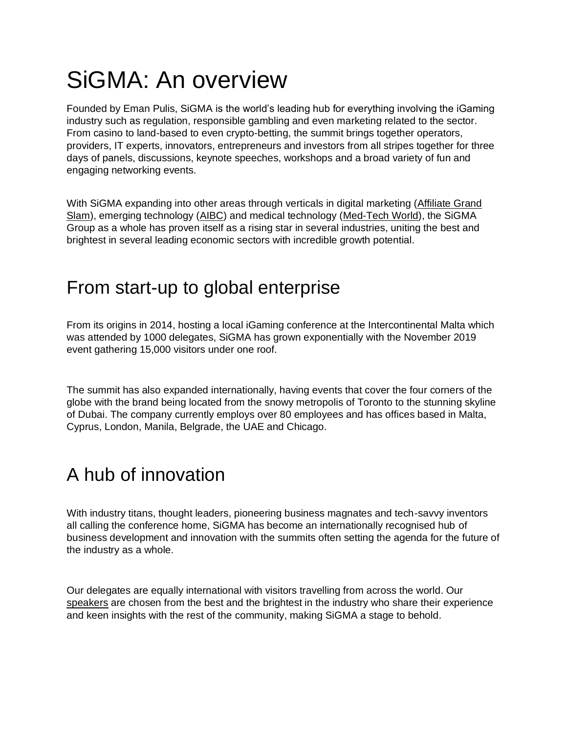# SiGMA: An overview

Founded by Eman Pulis, SiGMA is the world's leading hub for everything involving the iGaming industry such as regulation, responsible gambling and even marketing related to the sector. From casino to land-based to even crypto-betting, the summit brings together operators, providers, IT experts, innovators, entrepreneurs and investors from all stripes together for three days of panels, discussions, keynote speeches, workshops and a broad variety of fun and engaging networking events.

With SiGMA expanding into other areas through verticals in digital marketing (Affiliate Grand Slam), emerging technology (AIBC) and medical technology (Med-Tech World), the SiGMA Group as a whole has proven itself as a rising star in several industries, uniting the best and brightest in several leading economic sectors with incredible growth potential.

# From start-up to global enterprise

From its origins in 2014, hosting a local iGaming conference at the Intercontinental Malta which was attended by 1000 delegates, SiGMA has grown exponentially with the November 2019 event gathering 15,000 visitors under one roof.

The summit has also expanded internationally, having events that cover the four corners of the globe with the brand being located from the snowy metropolis of Toronto to the stunning skyline of Dubai. The company currently employs over 80 employees and has offices based in Malta, Cyprus, London, Manila, Belgrade, the UAE and Chicago.

# A hub of innovation

With industry titans, thought leaders, pioneering business magnates and tech-savvy inventors all calling the conference home, SiGMA has become an internationally recognised hub of business development and innovation with the summits often setting the agenda for the future of the industry as a whole.

Our delegates are equally international with visitors travelling from across the world. Our speakers are chosen from the best and the brightest in the industry who share their experience and keen insights with the rest of the community, making SiGMA a stage to behold.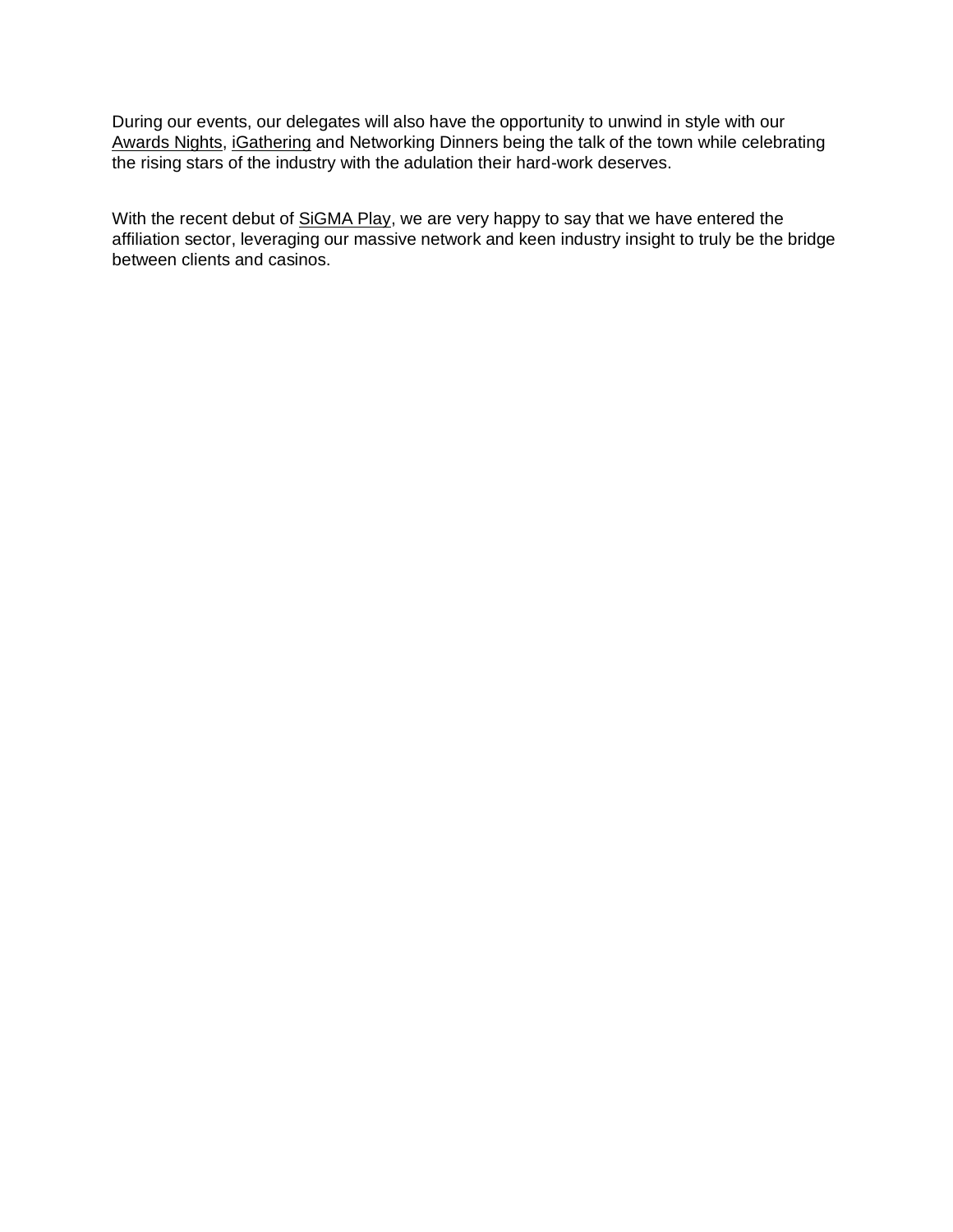During our events, our delegates will also have the opportunity to unwind in style with our Awards Nights, iGathering and Networking Dinners being the talk of the town while celebrating the rising stars of the industry with the adulation their hard-work deserves.

With the recent debut of SiGMA Play, we are very happy to say that we have entered the affiliation sector, leveraging our massive network and keen industry insight to truly be the bridge between clients and casinos.